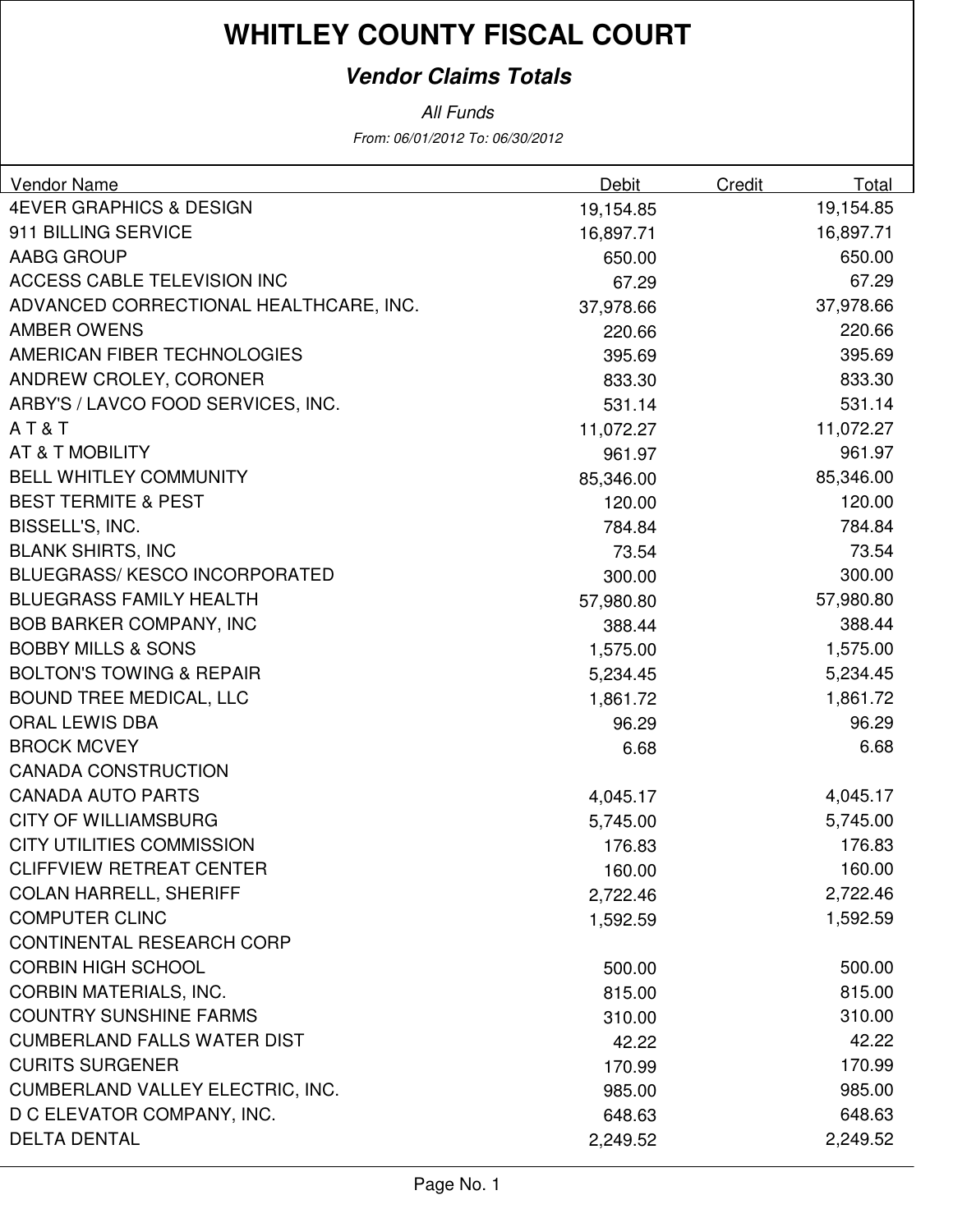# WHITLEY COUNTY FISCAL COURT

## *Vendor Claims Totals*

*All Funds*

*From: 06/01/2012 To: 06/30/2012*

| Vendor Name | Debit | Credit | Total |
|---|---|---|---|
| 4EVER GRAPHICS & DESIGN | 19,154.85 | | 19,154.85 |
| 911 BILLING SERVICE | 16,897.71 | | 16,897.71 |
| AABG GROUP | 650.00 | | 650.00 |
| ACCESS CABLE TELEVISION INC | 67.29 | | 67.29 |
| ADVANCED CORRECTIONAL HEALTHCARE, INC. | 37,978.66 | | 37,978.66 |
| AMBER OWENS | 220.66 | | 220.66 |
| AMERICAN FIBER TECHNOLOGIES | 395.69 | | 395.69 |
| ANDREW CROLEY, CORONER | 833.30 | | 833.30 |
| ARBY'S / LAVCO FOOD SERVICES, INC. | 531.14 | | 531.14 |
| A T & T | 11,072.27 | | 11,072.27 |
| AT & T MOBILITY | 961.97 | | 961.97 |
| BELL WHITLEY COMMUNITY | 85,346.00 | | 85,346.00 |
| BEST TERMITE & PEST | 120.00 | | 120.00 |
| BISSELL'S, INC. | 784.84 | | 784.84 |
| BLANK SHIRTS, INC | 73.54 | | 73.54 |
| BLUEGRASS/ KESCO INCORPORATED | 300.00 | | 300.00 |
| BLUEGRASS FAMILY HEALTH | 57,980.80 | | 57,980.80 |
| BOB BARKER COMPANY, INC | 388.44 | | 388.44 |
| BOBBY MILLS & SONS | 1,575.00 | | 1,575.00 |
| BOLTON'S TOWING & REPAIR | 5,234.45 | | 5,234.45 |
| BOUND TREE MEDICAL, LLC | 1,861.72 | | 1,861.72 |
| ORAL LEWIS DBA | 96.29 | | 96.29 |
| BROCK MCVEY | 6.68 | | 6.68 |
| CANADA CONSTRUCTION | | | |
| CANADA AUTO PARTS | 4,045.17 | | 4,045.17 |
| CITY OF WILLIAMSBURG | 5,745.00 | | 5,745.00 |
| CITY UTILITIES COMMISSION | 176.83 | | 176.83 |
| CLIFFVIEW RETREAT CENTER | 160.00 | | 160.00 |
| COLAN HARRELL, SHERIFF | 2,722.46 | | 2,722.46 |
| COMPUTER CLINC | 1,592.59 | | 1,592.59 |
| CONTINENTAL RESEARCH CORP | | | |
| CORBIN HIGH SCHOOL | 500.00 | | 500.00 |
| CORBIN MATERIALS, INC. | 815.00 | | 815.00 |
| COUNTRY SUNSHINE FARMS | 310.00 | | 310.00 |
| CUMBERLAND FALLS WATER DIST | 42.22 | | 42.22 |
| CURITS SURGENER | 170.99 | | 170.99 |
| CUMBERLAND VALLEY ELECTRIC, INC. | 985.00 | | 985.00 |
| D C ELEVATOR COMPANY, INC. | 648.63 | | 648.63 |
| DELTA DENTAL | 2,249.52 | | 2,249.52 |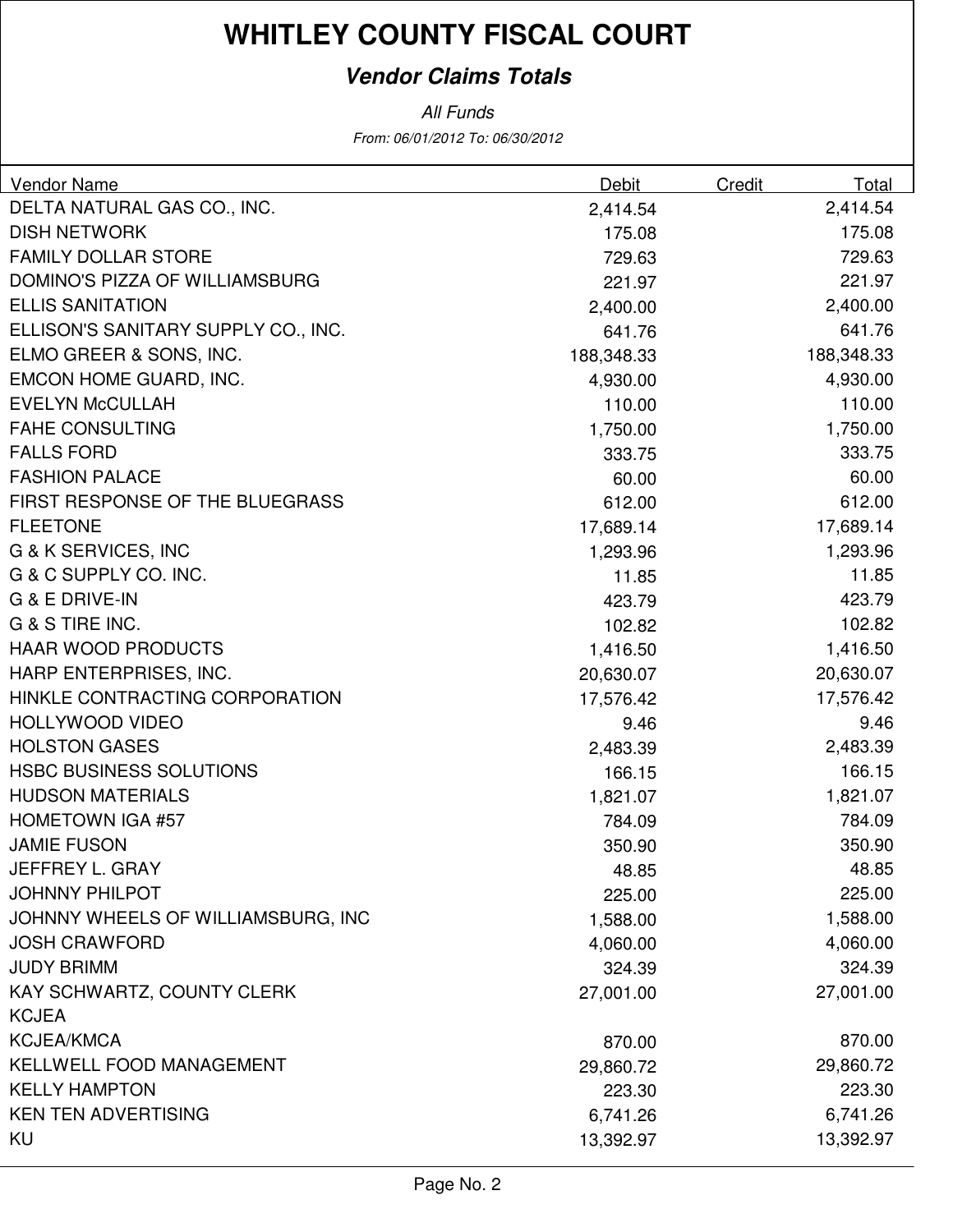# WHITLEY COUNTY FISCAL COURT

## *Vendor Claims Totals*

*All Funds*

*From: 06/01/2012 To: 06/30/2012*

| Vendor Name | Debit | Credit | Total |
|---|---|---|---|
| DELTA NATURAL GAS CO., INC. | 2,414.54 | | 2,414.54 |
| DISH NETWORK | 175.08 | | 175.08 |
| FAMILY DOLLAR STORE | 729.63 | | 729.63 |
| DOMINO'S PIZZA OF WILLIAMSBURG | 221.97 | | 221.97 |
| ELLIS SANITATION | 2,400.00 | | 2,400.00 |
| ELLISON'S SANITARY SUPPLY CO., INC. | 641.76 | | 641.76 |
| ELMO GREER & SONS, INC. | 188,348.33 | | 188,348.33 |
| EMCON HOME GUARD, INC. | 4,930.00 | | 4,930.00 |
| EVELYN McCULLAH | 110.00 | | 110.00 |
| FAHE CONSULTING | 1,750.00 | | 1,750.00 |
| FALLS FORD | 333.75 | | 333.75 |
| FASHION PALACE | 60.00 | | 60.00 |
| FIRST RESPONSE OF THE BLUEGRASS | 612.00 | | 612.00 |
| FLEETONE | 17,689.14 | | 17,689.14 |
| G & K SERVICES, INC | 1,293.96 | | 1,293.96 |
| G & C SUPPLY CO. INC. | 11.85 | | 11.85 |
| G & E DRIVE-IN | 423.79 | | 423.79 |
| G & S TIRE INC. | 102.82 | | 102.82 |
| HAAR WOOD PRODUCTS | 1,416.50 | | 1,416.50 |
| HARP ENTERPRISES, INC. | 20,630.07 | | 20,630.07 |
| HINKLE CONTRACTING CORPORATION | 17,576.42 | | 17,576.42 |
| HOLLYWOOD VIDEO | 9.46 | | 9.46 |
| HOLSTON GASES | 2,483.39 | | 2,483.39 |
| HSBC BUSINESS SOLUTIONS | 166.15 | | 166.15 |
| HUDSON MATERIALS | 1,821.07 | | 1,821.07 |
| HOMETOWN IGA #57 | 784.09 | | 784.09 |
| JAMIE FUSON | 350.90 | | 350.90 |
| JEFFREY L. GRAY | 48.85 | | 48.85 |
| JOHNNY PHILPOT | 225.00 | | 225.00 |
| JOHNNY WHEELS OF WILLIAMSBURG, INC | 1,588.00 | | 1,588.00 |
| JOSH CRAWFORD | 4,060.00 | | 4,060.00 |
| JUDY BRIMM | 324.39 | | 324.39 |
| KAY SCHWARTZ, COUNTY CLERK | 27,001.00 | | 27,001.00 |
| KCJEA | | | |
| KCJEA/KMCA | 870.00 | | 870.00 |
| KELLWELL FOOD MANAGEMENT | 29,860.72 | | 29,860.72 |
| KELLY HAMPTON | 223.30 | | 223.30 |
| KEN TEN ADVERTISING | 6,741.26 | | 6,741.26 |
| KU | 13,392.97 | | 13,392.97 |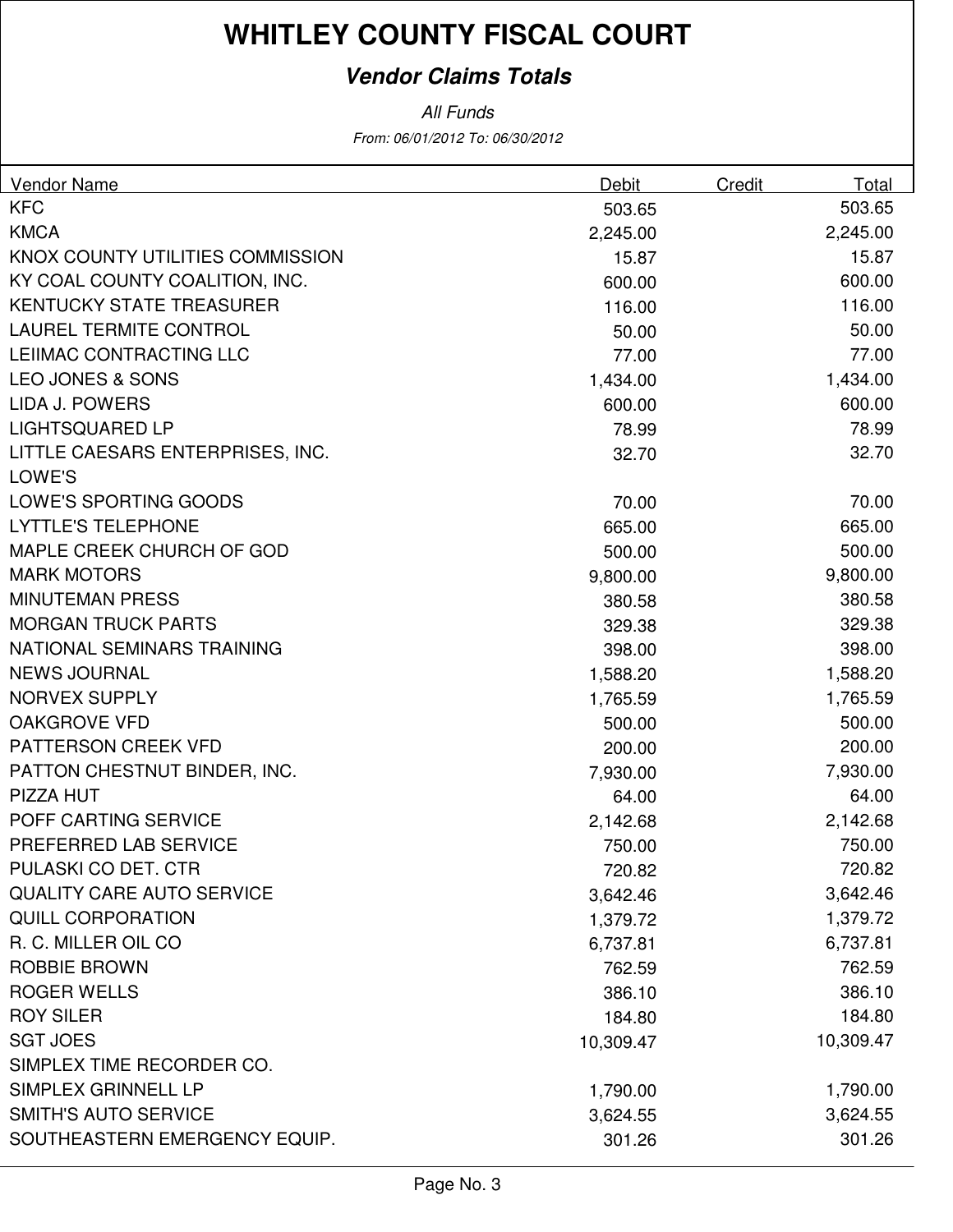# WHITLEY COUNTY FISCAL COURT

## *Vendor Claims Totals*

*All Funds*

*From: 06/01/2012 To: 06/30/2012*

| Vendor Name | Debit | Credit | Total |
|---|---|---|---|
| KFC | 503.65 | | 503.65 |
| KMCA | 2,245.00 | | 2,245.00 |
| KNOX COUNTY UTILITIES COMMISSION | 15.87 | | 15.87 |
| KY COAL COUNTY COALITION, INC. | 600.00 | | 600.00 |
| KENTUCKY STATE TREASURER | 116.00 | | 116.00 |
| LAUREL TERMITE CONTROL | 50.00 | | 50.00 |
| LEIIMAC CONTRACTING LLC | 77.00 | | 77.00 |
| LEO JONES & SONS | 1,434.00 | | 1,434.00 |
| LIDA J. POWERS | 600.00 | | 600.00 |
| LIGHTSQUARED LP | 78.99 | | 78.99 |
| LITTLE CAESARS ENTERPRISES, INC. | 32.70 | | 32.70 |
| LOWE'S | | | |
| LOWE'S SPORTING GOODS | 70.00 | | 70.00 |
| LYTTLE'S TELEPHONE | 665.00 | | 665.00 |
| MAPLE CREEK CHURCH OF GOD | 500.00 | | 500.00 |
| MARK MOTORS | 9,800.00 | | 9,800.00 |
| MINUTEMAN PRESS | 380.58 | | 380.58 |
| MORGAN TRUCK PARTS | 329.38 | | 329.38 |
| NATIONAL SEMINARS TRAINING | 398.00 | | 398.00 |
| NEWS JOURNAL | 1,588.20 | | 1,588.20 |
| NORVEX SUPPLY | 1,765.59 | | 1,765.59 |
| OAKGROVE VFD | 500.00 | | 500.00 |
| PATTERSON CREEK VFD | 200.00 | | 200.00 |
| PATTON CHESTNUT BINDER, INC. | 7,930.00 | | 7,930.00 |
| PIZZA HUT | 64.00 | | 64.00 |
| POFF CARTING SERVICE | 2,142.68 | | 2,142.68 |
| PREFERRED LAB SERVICE | 750.00 | | 750.00 |
| PULASKI CO DET. CTR | 720.82 | | 720.82 |
| QUALITY CARE AUTO SERVICE | 3,642.46 | | 3,642.46 |
| QUILL CORPORATION | 1,379.72 | | 1,379.72 |
| R. C. MILLER OIL CO | 6,737.81 | | 6,737.81 |
| ROBBIE BROWN | 762.59 | | 762.59 |
| ROGER WELLS | 386.10 | | 386.10 |
| ROY SILER | 184.80 | | 184.80 |
| SGT JOES | 10,309.47 | | 10,309.47 |
| SIMPLEX TIME RECORDER CO. | | | |
| SIMPLEX GRINNELL LP | 1,790.00 | | 1,790.00 |
| SMITH'S AUTO SERVICE | 3,624.55 | | 3,624.55 |
| SOUTHEASTERN EMERGENCY EQUIP. | 301.26 | | 301.26 |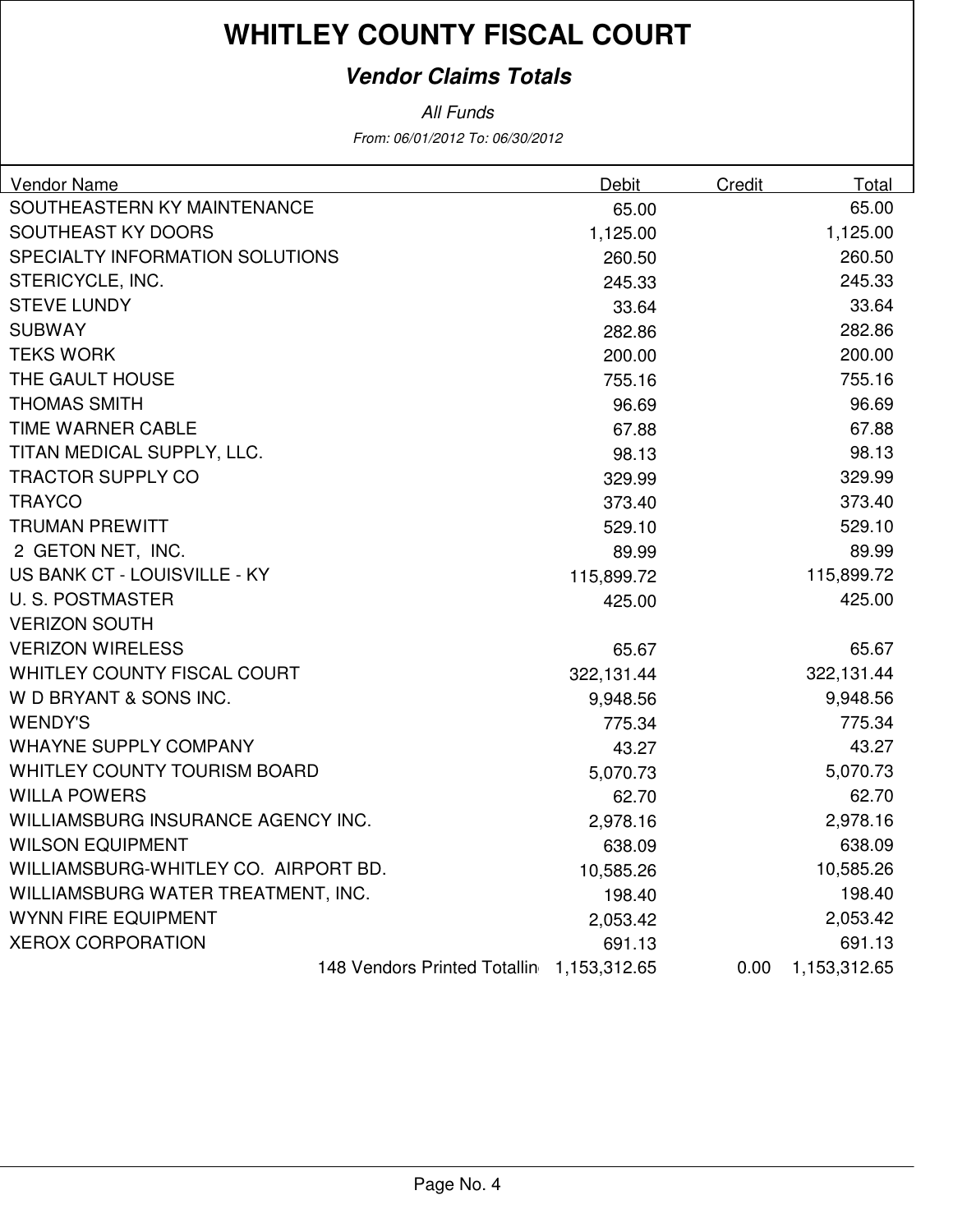# WHITLEY COUNTY FISCAL COURT

## *Vendor Claims Totals*

*All Funds*

*From: 06/01/2012 To: 06/30/2012*

| Vendor Name | Debit | Credit | Total |
|---|---|---|---|
| SOUTHEASTERN KY MAINTENANCE | 65.00 | | 65.00 |
| SOUTHEAST KY DOORS | 1,125.00 | | 1,125.00 |
| SPECIALTY INFORMATION SOLUTIONS | 260.50 | | 260.50 |
| STERICYCLE, INC. | 245.33 | | 245.33 |
| STEVE LUNDY | 33.64 | | 33.64 |
| SUBWAY | 282.86 | | 282.86 |
| TEKS WORK | 200.00 | | 200.00 |
| THE GAULT HOUSE | 755.16 | | 755.16 |
| THOMAS SMITH | 96.69 | | 96.69 |
| TIME WARNER CABLE | 67.88 | | 67.88 |
| TITAN MEDICAL SUPPLY, LLC. | 98.13 | | 98.13 |
| TRACTOR SUPPLY CO | 329.99 | | 329.99 |
| TRAYCO | 373.40 | | 373.40 |
| TRUMAN PREWITT | 529.10 | | 529.10 |
| 2 GETON NET, INC. | 89.99 | | 89.99 |
| US BANK CT - LOUISVILLE - KY | 115,899.72 | | 115,899.72 |
| U. S. POSTMASTER | 425.00 | | 425.00 |
| VERIZON SOUTH | | | |
| VERIZON WIRELESS | 65.67 | | 65.67 |
| WHITLEY COUNTY FISCAL COURT | 322,131.44 | | 322,131.44 |
| W D BRYANT & SONS INC. | 9,948.56 | | 9,948.56 |
| WENDY'S | 775.34 | | 775.34 |
| WHAYNE SUPPLY COMPANY | 43.27 | | 43.27 |
| WHITLEY COUNTY TOURISM BOARD | 5,070.73 | | 5,070.73 |
| WILLA POWERS | 62.70 | | 62.70 |
| WILLIAMSBURG INSURANCE AGENCY INC. | 2,978.16 | | 2,978.16 |
| WILSON EQUIPMENT | 638.09 | | 638.09 |
| WILLIAMSBURG-WHITLEY CO. AIRPORT BD. | 10,585.26 | | 10,585.26 |
| WILLIAMSBURG WATER TREATMENT, INC. | 198.40 | | 198.40 |
| WYNN FIRE EQUIPMENT | 2,053.42 | | 2,053.42 |
| XEROX CORPORATION | 691.13 | | 691.13 |
| 148 Vendors Printed Totallin | 1,153,312.65 | 0.00 | 1,153,312.65 |